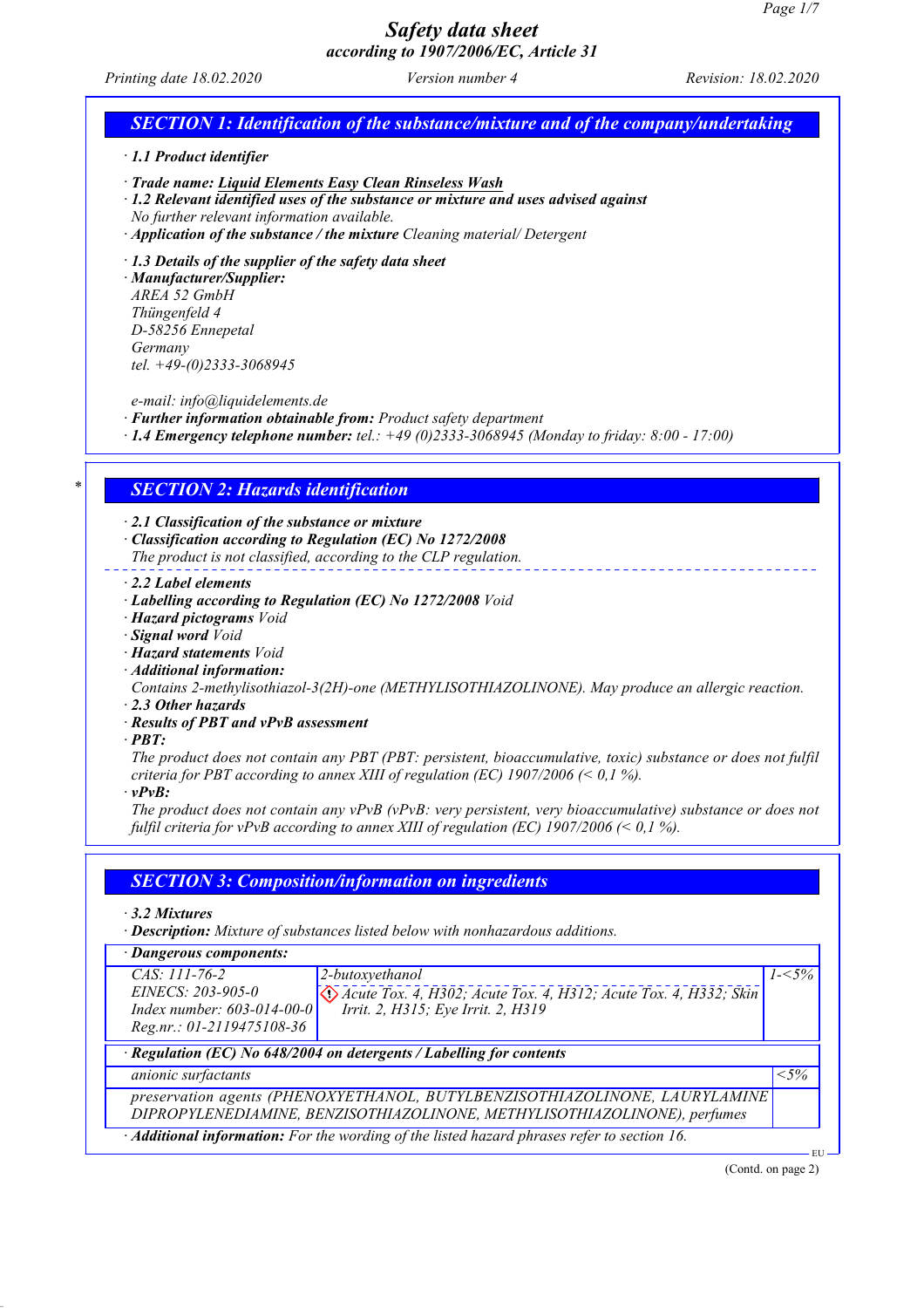# Safety data sheet
### according to 1907/2006/EC, Article 31

*Printing date 18.02.2020* *Version number 4* *Revision: 18.02.2020*

## SECTION 1: Identification of the substance/mixture and of the company/undertaking

· **1.1 Product identifier**

· **Trade name: Liquid Elements Easy Clean Rinseless Wash**
· **1.2 Relevant identified uses of the substance or mixture and uses advised against**
No further relevant information available.
· **Application of the substance / the mixture** Cleaning material/ Detergent

· **1.3 Details of the supplier of the safety data sheet**
· **Manufacturer/Supplier:**
AREA 52 GmbH
Thüngenfeld 4
D-58256 Ennepetal
Germany
tel. +49-(0)2333-3068945

e-mail: info@liquidelements.de
· **Further information obtainable from:** Product safety department
· **1.4 Emergency telephone number:** tel.: +49 (0)2333-3068945 (Monday to friday: 8:00 - 17:00)

## SECTION 2: Hazards identification

· **2.1 Classification of the substance or mixture**
· **Classification according to Regulation (EC) No 1272/2008**
The product is not classified, according to the CLP regulation.

· **2.2 Label elements**
· **Labelling according to Regulation (EC) No 1272/2008** Void
· **Hazard pictograms** Void
· **Signal word** Void
· **Hazard statements** Void
· **Additional information:**
Contains 2-methylisothiazol-3(2H)-one (METHYLISOTHIAZOLINONE). May produce an allergic reaction.
· **2.3 Other hazards**
· **Results of PBT and vPvB assessment**
· **PBT:**
The product does not contain any PBT (PBT: persistent, bioaccumulative, toxic) substance or does not fulfil criteria for PBT according to annex XIII of regulation (EC) 1907/2006 (< 0,1 %).
· **vPvB:**
The product does not contain any vPvB (vPvB: very persistent, very bioaccumulative) substance or does not fulfil criteria for vPvB according to annex XIII of regulation (EC) 1907/2006 (< 0,1 %).

## SECTION 3: Composition/information on ingredients

· **3.2 Mixtures**
· **Description:** Mixture of substances listed below with nonhazardous additions.

| · **Dangerous components:** | | |
|---|---|---|
| CAS: 111-76-2<br>EINECS: 203-905-0<br>Index number: 603-014-00-0<br>Reg.nr.: 01-2119475108-36 | 2-butoxyethanol<br>Acute Tox. 4, H302; Acute Tox. 4, H312; Acute Tox. 4, H332; Skin Irrit. 2, H315; Eye Irrit. 2, H319 | 1-<5% |

| · **Regulation (EC) No 648/2004 on detergents / Labelling for contents** | |
|---|---|
| anionic surfactants | <5% |
| preservation agents (PHENOXYETHANOL, BUTYLBENZISOTHIAZOLINONE, LAURYLAMINE DIPROPYLENEDIAMINE, BENZISOTHIAZOLINONE, METHYLISOTHIAZOLINONE), perfumes | |

· **Additional information:** For the wording of the listed hazard phrases refer to section 16.

(Contd. on page 2)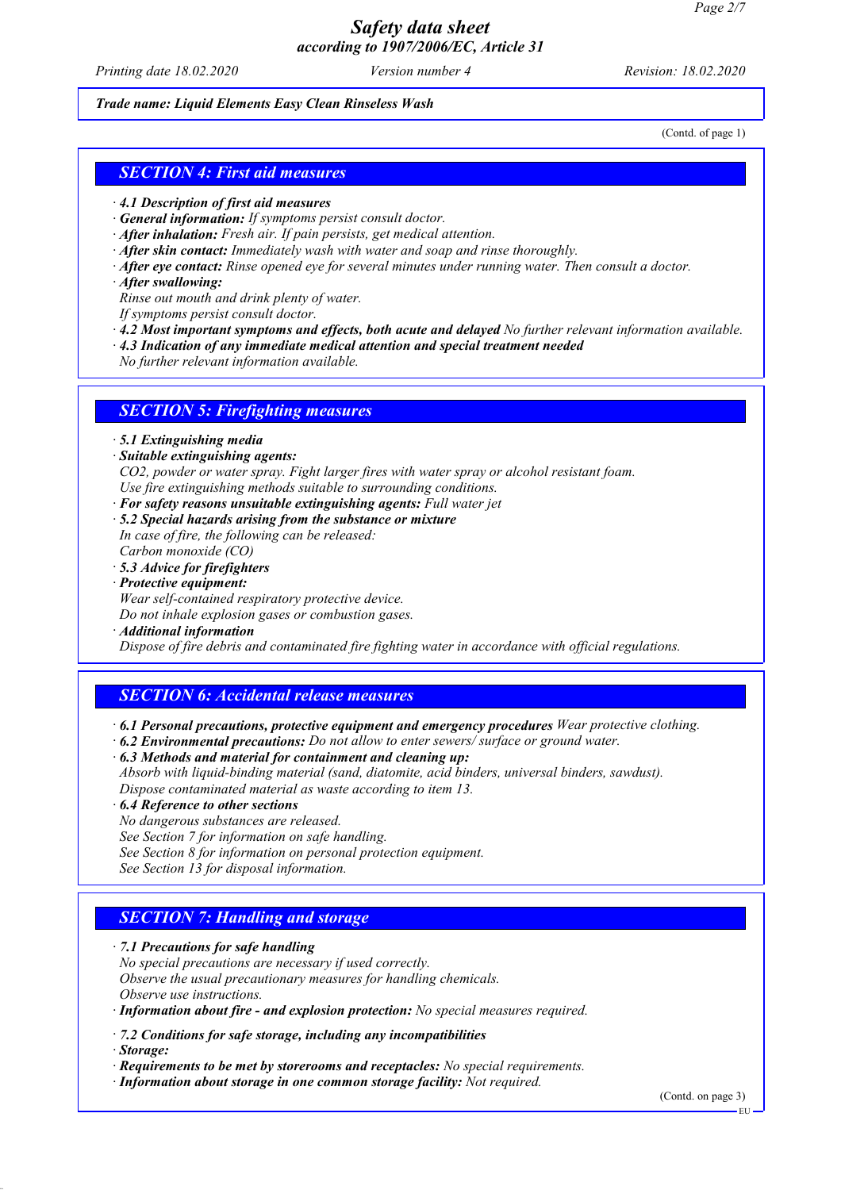*Trade name: Liquid Elements Easy Clean Rinseless Wash*

(Contd. of page 1)

## SECTION 4: First aid measures

- **4.1 Description of first aid measures**
- **General information:** If symptoms persist consult doctor.
- **After inhalation:** Fresh air. If pain persists, get medical attention.
- **After skin contact:** Immediately wash with water and soap and rinse thoroughly.
- **After eye contact:** Rinse opened eye for several minutes under running water. Then consult a doctor.
- **After swallowing:**
  Rinse out mouth and drink plenty of water.
  If symptoms persist consult doctor.
- **4.2 Most important symptoms and effects, both acute and delayed** No further relevant information available.
- **4.3 Indication of any immediate medical attention and special treatment needed**
  No further relevant information available.

## SECTION 5: Firefighting measures

- **5.1 Extinguishing media**
- **Suitable extinguishing agents:**
  $CO_2$, powder or water spray. Fight larger fires with water spray or alcohol resistant foam.
  Use fire extinguishing methods suitable to surrounding conditions.
- **For safety reasons unsuitable extinguishing agents:** Full water jet
- **5.2 Special hazards arising from the substance or mixture**
  In case of fire, the following can be released:
  Carbon monoxide (CO)
- **5.3 Advice for firefighters**
- **Protective equipment:**
  Wear self-contained respiratory protective device.
  Do not inhale explosion gases or combustion gases.
- **Additional information**
  Dispose of fire debris and contaminated fire fighting water in accordance with official regulations.

## SECTION 6: Accidental release measures

- **6.1 Personal precautions, protective equipment and emergency procedures** Wear protective clothing.
- **6.2 Environmental precautions:** Do not allow to enter sewers/ surface or ground water.
- **6.3 Methods and material for containment and cleaning up:**
  Absorb with liquid-binding material (sand, diatomite, acid binders, universal binders, sawdust).
  Dispose contaminated material as waste according to item 13.
- **6.4 Reference to other sections**
  No dangerous substances are released.
  See Section 7 for information on safe handling.
  See Section 8 for information on personal protection equipment.
  See Section 13 for disposal information.

## SECTION 7: Handling and storage

- **7.1 Precautions for safe handling**
  No special precautions are necessary if used correctly.
  Observe the usual precautionary measures for handling chemicals.
  Observe use instructions.
- **Information about fire - and explosion protection:** No special measures required.
- **7.2 Conditions for safe storage, including any incompatibilities**
- **Storage:**
- **Requirements to be met by storerooms and receptacles:** No special requirements.
- **Information about storage in one common storage facility:** Not required.

(Contd. on page 3)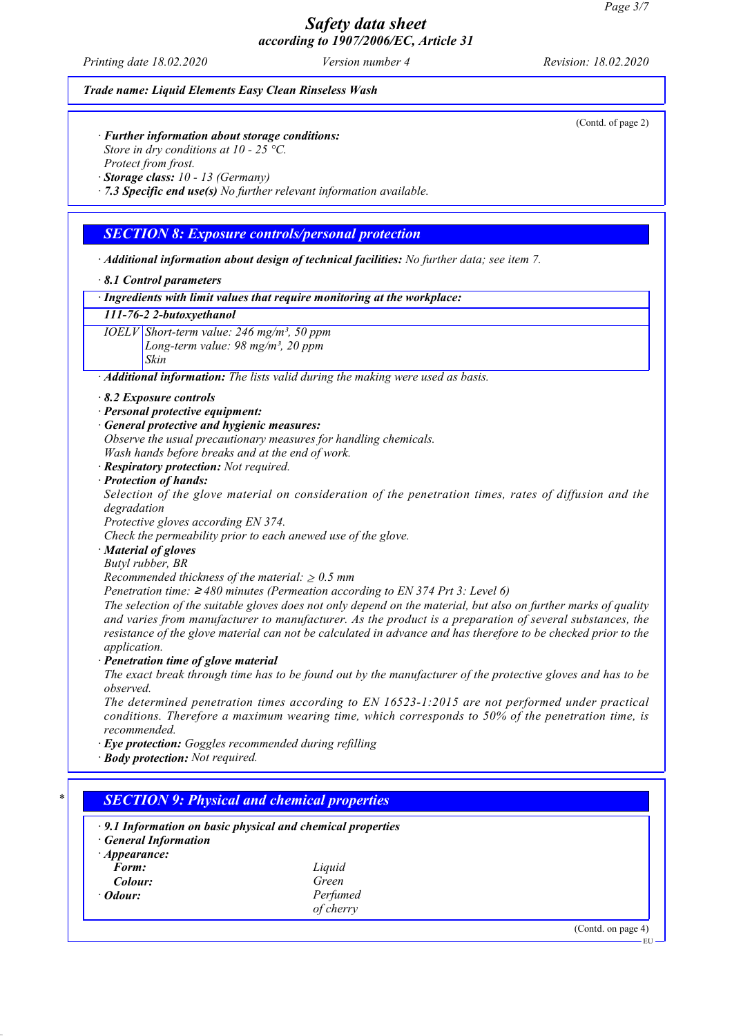*Trade name: Liquid Elements Easy Clean Rinseless Wash*

(Contd. of page 2)

· **Further information about storage conditions:**
Store in dry conditions at 10 - 25 °C.
Protect from frost.
· **Storage class:** 10 - 13 (Germany)
· **7.3 Specific end use(s)** No further relevant information available.

## SECTION 8: Exposure controls/personal protection

· **Additional information about design of technical facilities:** No further data; see item 7.

· **8.1 Control parameters**

| · Ingredients with limit values that require monitoring at the workplace: | |
|---|---|
| **111-76-2 2-butoxyethanol** | |
| IOELV | Short-term value: 246 mg/m³, 50 ppm<br>Long-term value: 98 mg/m³, 20 ppm<br>Skin |

· **Additional information:** The lists valid during the making were used as basis.

· **8.2 Exposure controls**
· **Personal protective equipment:**
· **General protective and hygienic measures:**
Observe the usual precautionary measures for handling chemicals.
Wash hands before breaks and at the end of work.
· **Respiratory protection:** Not required.
· **Protection of hands:**
Selection of the glove material on consideration of the penetration times, rates of diffusion and the degradation
Protective gloves according EN 374.
Check the permeability prior to each anewed use of the glove.
· **Material of gloves**
Butyl rubber, BR
Recommended thickness of the material: ≥ 0.5 mm
Penetration time: ≥ 480 minutes (Permeation according to EN 374 Prt 3: Level 6)
The selection of the suitable gloves does not only depend on the material, but also on further marks of quality and varies from manufacturer to manufacturer. As the product is a preparation of several substances, the resistance of the glove material can not be calculated in advance and has therefore to be checked prior to the application.
· **Penetration time of glove material**
The exact break through time has to be found out by the manufacturer of the protective gloves and has to be observed.
The determined penetration times according to EN 16523-1:2015 are not performed under practical conditions. Therefore a maximum wearing time, which corresponds to 50% of the penetration time, is recommended.
· **Eye protection:** Goggles recommended during refilling
· **Body protection:** Not required.

## * SECTION 9: Physical and chemical properties

· **9.1 Information on basic physical and chemical properties**
· **General Information**
· **Appearance:**

| | |
|---|---|
| **Form:** | Liquid |
| **Colour:** | Green |
| **· Odour:** | Perfumed of cherry |

(Contd. on page 4)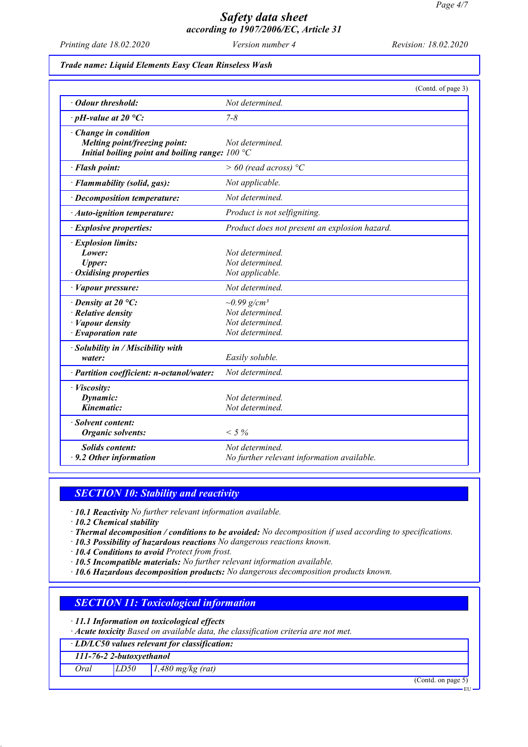(Contd. of page 3)

| | |
|---|---|
| · **Odour threshold:** | Not determined. |
| · **pH-value at 20 °C:** | 7-8 |
| · **Change in condition**<br>**Melting point/freezing point:**<br>**Initial boiling point and boiling range:** | <br>Not determined.<br>100 °C |
| · **Flash point:** | > 60 (read across) °C |
| · **Flammability (solid, gas):** | Not applicable. |
| · **Decomposition temperature:** | Not determined. |
| · **Auto-ignition temperature:** | Product is not selfigniting. |
| · **Explosive properties:** | Product does not present an explosion hazard. |
| · **Explosion limits:**<br>**Lower:**<br>**Upper:**<br>· **Oxidising properties** | <br>Not determined.<br>Not determined.<br>Not applicable. |
| · **Vapour pressure:** | Not determined. |
| · **Density at 20 °C:**<br>· **Relative density**<br>· **Vapour density**<br>· **Evaporation rate** | ~0.99 g/cm³<br>Not determined.<br>Not determined.<br>Not determined. |
| · **Solubility in / Miscibility with water:** | Easily soluble. |
| · **Partition coefficient: n-octanol/water:** | Not determined. |
| · **Viscosity:**<br>**Dynamic:**<br>**Kinematic:** | <br>Not determined.<br>Not determined. |
| · **Solvent content:**<br>**Organic solvents:** | <br>< 5 % |
| **Solids content:**<br>· **9.2 Other information** | Not determined.<br>No further relevant information available. |

## SECTION 10: Stability and reactivity

· **10.1 Reactivity** No further relevant information available.
· **10.2 Chemical stability**
· **Thermal decomposition / conditions to be avoided:** No decomposition if used according to specifications.
· **10.3 Possibility of hazardous reactions** No dangerous reactions known.
· **10.4 Conditions to avoid** Protect from frost.
· **10.5 Incompatible materials:** No further relevant information available.
· **10.6 Hazardous decomposition products:** No dangerous decomposition products known.

## SECTION 11: Toxicological information

· **11.1 Information on toxicological effects**
· **Acute toxicity** Based on available data, the classification criteria are not met.

| · **LD/LC50 values relevant for classification:** | | |
|---|---|---|
| **111-76-2 2-butoxyethanol** | | |
| Oral | LD50 | 1,480 mg/kg (rat) |

(Contd. on page 5)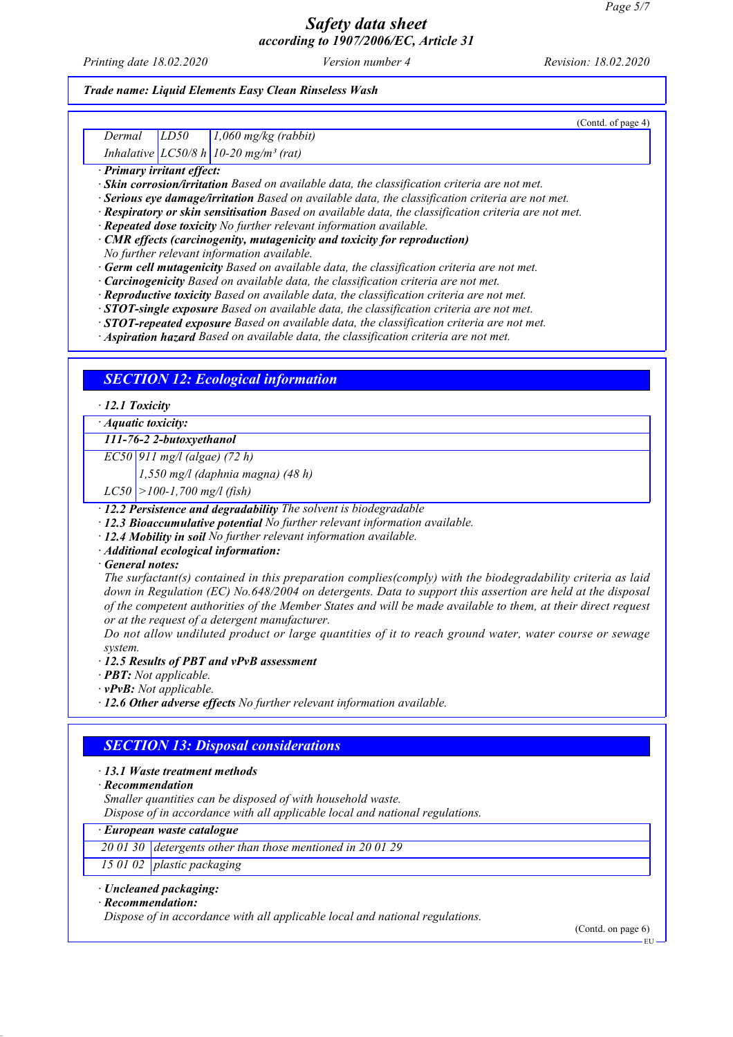*Safety data sheet*
*according to 1907/2006/EC, Article 31*

*Printing date 18.02.2020* *Version number 4* *Revision: 18.02.2020*

***Trade name: Liquid Elements Easy Clean Rinseless Wash***

(Contd. of page 4)

| | | |
|---|---|---|
| *Dermal* | *LD50* | *1,060 mg/kg (rabbit)* |
| *Inhalative* | *LC50/8 h* | *10-20 mg/m³ (rat)* |

· ***Primary irritant effect:***
· ***Skin corrosion/irritation*** *Based on available data, the classification criteria are not met.*
· ***Serious eye damage/irritation*** *Based on available data, the classification criteria are not met.*
· ***Respiratory or skin sensitisation*** *Based on available data, the classification criteria are not met.*
· ***Repeated dose toxicity*** *No further relevant information available.*
· ***CMR effects (carcinogenity, mutagenicity and toxicity for reproduction)***
*No further relevant information available.*
· ***Germ cell mutagenicity*** *Based on available data, the classification criteria are not met.*
· ***Carcinogenicity*** *Based on available data, the classification criteria are not met.*
· ***Reproductive toxicity*** *Based on available data, the classification criteria are not met.*
· ***STOT-single exposure*** *Based on available data, the classification criteria are not met.*
· ***STOT-repeated exposure*** *Based on available data, the classification criteria are not met.*
· ***Aspiration hazard*** *Based on available data, the classification criteria are not met.*

## *SECTION 12: Ecological information*

· ***12.1 Toxicity***

| · ***Aquatic toxicity:*** | |
|---|---|
| ***111-76-2 2-butoxyethanol*** | |
| *EC50* | *911 mg/l (algae) (72 h)* |
| | *1,550 mg/l (daphnia magna) (48 h)* |
| *LC50* | *>100-1,700 mg/l (fish)* |

· ***12.2 Persistence and degradability*** *The solvent is biodegradable*
· ***12.3 Bioaccumulative potential*** *No further relevant information available.*
· ***12.4 Mobility in soil*** *No further relevant information available.*
· ***Additional ecological information:***
· ***General notes:***
*The surfactant(s) contained in this preparation complies(comply) with the biodegradability criteria as laid down in Regulation (EC) No.648/2004 on detergents. Data to support this assertion are held at the disposal of the competent authorities of the Member States and will be made available to them, at their direct request or at the request of a detergent manufacturer.*
*Do not allow undiluted product or large quantities of it to reach ground water, water course or sewage system.*
· ***12.5 Results of PBT and vPvB assessment***
· ***PBT:*** *Not applicable.*
· ***vPvB:*** *Not applicable.*
· ***12.6 Other adverse effects*** *No further relevant information available.*

## *SECTION 13: Disposal considerations*

· ***13.1 Waste treatment methods***
· ***Recommendation***
*Smaller quantities can be disposed of with household waste.*
*Dispose of in accordance with all applicable local and national regulations.*

| · ***European waste catalogue*** | |
|---|---|
| *20 01 30* | *detergents other than those mentioned in 20 01 29* |
| *15 01 02* | *plastic packaging* |

· ***Uncleaned packaging:***
· ***Recommendation:***
*Dispose of in accordance with all applicable local and national regulations.*

(Contd. on page 6)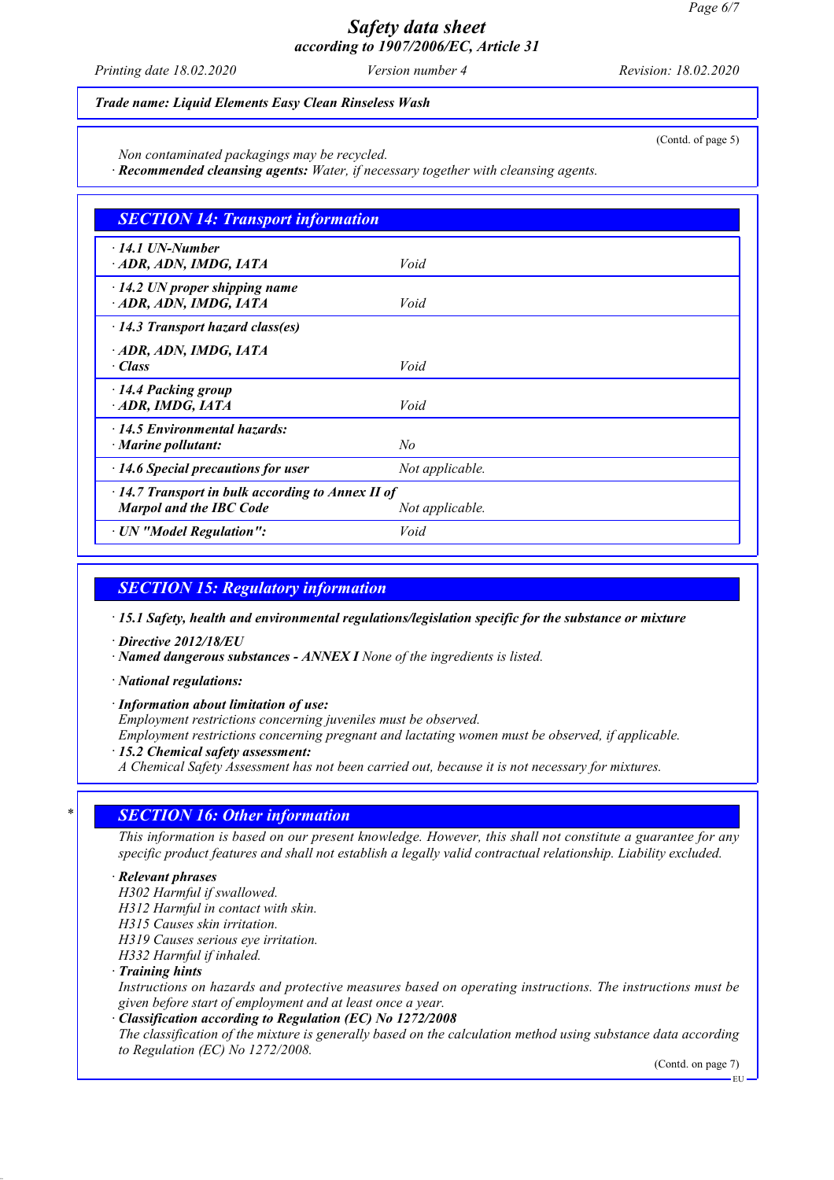**Trade name: Liquid Elements Easy Clean Rinseless Wash**

(Contd. of page 5)

Non contaminated packagings may be recycled.
· **Recommended cleansing agents:** Water, if necessary together with cleansing agents.

## SECTION 14: Transport information

| | |
|---|---|
| · **14.1 UN-Number**<br>· **ADR, ADN, IMDG, IATA** | Void |
| · **14.2 UN proper shipping name**<br>· **ADR, ADN, IMDG, IATA** | Void |
| · **14.3 Transport hazard class(es)**<br>· **ADR, ADN, IMDG, IATA**<br>· **Class** | Void |
| · **14.4 Packing group**<br>· **ADR, IMDG, IATA** | Void |
| · **14.5 Environmental hazards:**<br>· **Marine pollutant:** | No |
| · **14.6 Special precautions for user** | Not applicable. |
| · **14.7 Transport in bulk according to Annex II of Marpol and the IBC Code** | Not applicable. |
| · **UN "Model Regulation":** | Void |

## SECTION 15: Regulatory information

· **15.1 Safety, health and environmental regulations/legislation specific for the substance or mixture**

· **Directive 2012/18/EU**
· **Named dangerous substances - ANNEX I** None of the ingredients is listed.

· **National regulations:**

· **Information about limitation of use:**
Employment restrictions concerning juveniles must be observed.
Employment restrictions concerning pregnant and lactating women must be observed, if applicable.
· **15.2 Chemical safety assessment:**
A Chemical Safety Assessment has not been carried out, because it is not necessary for mixtures.

## * SECTION 16: Other information

This information is based on our present knowledge. However, this shall not constitute a guarantee for any specific product features and shall not establish a legally valid contractual relationship. Liability excluded.

· **Relevant phrases**
H302 Harmful if swallowed.
H312 Harmful in contact with skin.
H315 Causes skin irritation.
H319 Causes serious eye irritation.
H332 Harmful if inhaled.
· **Training hints**
Instructions on hazards and protective measures based on operating instructions. The instructions must be given before start of employment and at least once a year.
· **Classification according to Regulation (EC) No 1272/2008**
The classification of the mixture is generally based on the calculation method using substance data according to Regulation (EC) No 1272/2008.

(Contd. on page 7)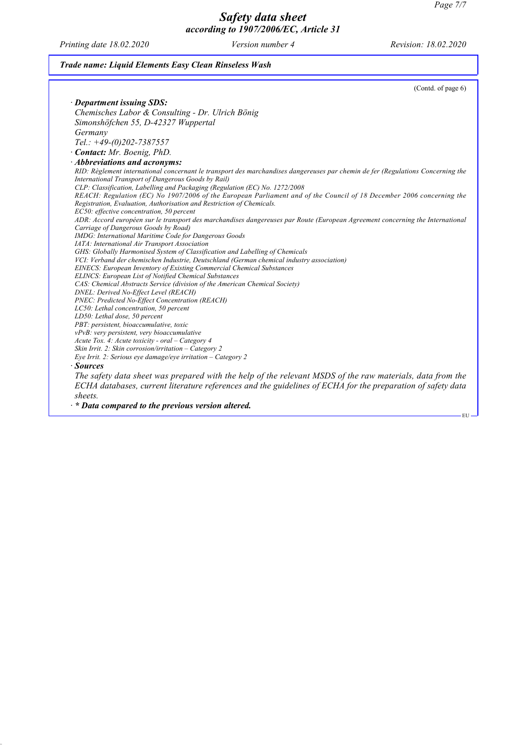*Safety data sheet*
*according to 1907/2006/EC, Article 31*

*Printing date 18.02.2020* *Version number 4* *Revision: 18.02.2020*

***Trade name: Liquid Elements Easy Clean Rinseless Wash***

(Contd. of page 6)

· ***Department issuing SDS:***
*Chemisches Labor & Consulting - Dr. Ulrich Bönig*
*Simonshöfchen 55, D-42327 Wuppertal*
*Germany*
*Tel.: +49-(0)202-7387557*

· ***Contact:*** *Mr. Boenig, PhD.*

· ***Abbreviations and acronyms:***
*RID: Règlement international concernant le transport des marchandises dangereuses par chemin de fer (Regulations Concerning the International Transport of Dangerous Goods by Rail)*
*CLP: Classification, Labelling and Packaging (Regulation (EC) No. 1272/2008*
*REACH: Regulation (EC) No 1907/2006 of the European Parliament and of the Council of 18 December 2006 concerning the Registration, Evaluation, Authorisation and Restriction of Chemicals.*
*EC50: effective concentration, 50 percent*
*ADR: Accord européen sur le transport des marchandises dangereuses par Route (European Agreement concerning the International Carriage of Dangerous Goods by Road)*
*IMDG: International Maritime Code for Dangerous Goods*
*IATA: International Air Transport Association*
*GHS: Globally Harmonised System of Classification and Labelling of Chemicals*
*VCI: Verband der chemischen Industrie, Deutschland (German chemical industry association)*
*EINECS: European Inventory of Existing Commercial Chemical Substances*
*ELINCS: European List of Notified Chemical Substances*
*CAS: Chemical Abstracts Service (division of the American Chemical Society)*
*DNEL: Derived No-Effect Level (REACH)*
*PNEC: Predicted No-Effect Concentration (REACH)*
*LC50: Lethal concentration, 50 percent*
*LD50: Lethal dose, 50 percent*
*PBT: persistent, bioaccumulative, toxic*
*vPvB: very persistent, very bioaccumulative*
*Acute Tox. 4: Acute toxicity - oral – Category 4*
*Skin Irrit. 2: Skin corrosion/irritation – Category 2*
*Eye Irrit. 2: Serious eye damage/eye irritation – Category 2*

· ***Sources***
*The safety data sheet was prepared with the help of the relevant MSDS of the raw materials, data from the ECHA databases, current literature references and the guidelines of ECHA for the preparation of safety data sheets.*

· ***\* Data compared to the previous version altered.***

EU